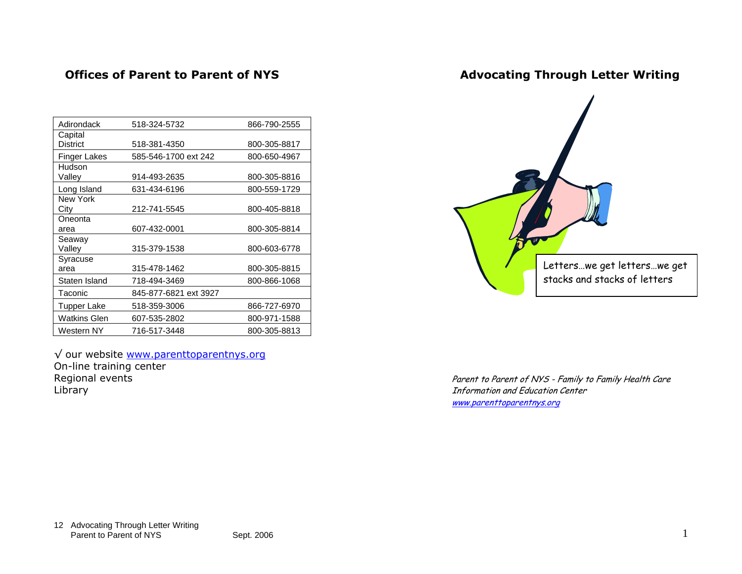## Offices of Parent to Parent of NYS

| | | |
|---|---|---|
| Adirondack | 518-324-5732 | 866-790-2555 |
| Capital District | 518-381-4350 | 800-305-8817 |
| Finger Lakes | 585-546-1700 ext 242 | 800-650-4967 |
| Hudson Valley | 914-493-2635 | 800-305-8816 |
| Long Island | 631-434-6196 | 800-559-1729 |
| New York City | 212-741-5545 | 800-405-8818 |
| Oneonta area | 607-432-0001 | 800-305-8814 |
| Seaway Valley | 315-379-1538 | 800-603-6778 |
| Syracuse area | 315-478-1462 | 800-305-8815 |
| Staten Island | 718-494-3469 | 800-866-1068 |
| Taconic | 845-877-6821 ext 3927 | |
| Tupper Lake | 518-359-3006 | 866-727-6970 |
| Watkins Glen | 607-535-2802 | 800-971-1588 |
| Western NY | 716-517-3448 | 800-305-8813 |

√ our website www.parenttoparentnys.org
On-line training center
Regional events
Library

12 Advocating Through Letter Writing
Parent to Parent of NYS Sept. 2006

## Advocating Through Letter Writing

Letters…we get letters…we get stacks and stacks of letters

*Parent to Parent of NYS - Family to Family Health Care Information and Education Center*
*www.parenttoparentnys.org*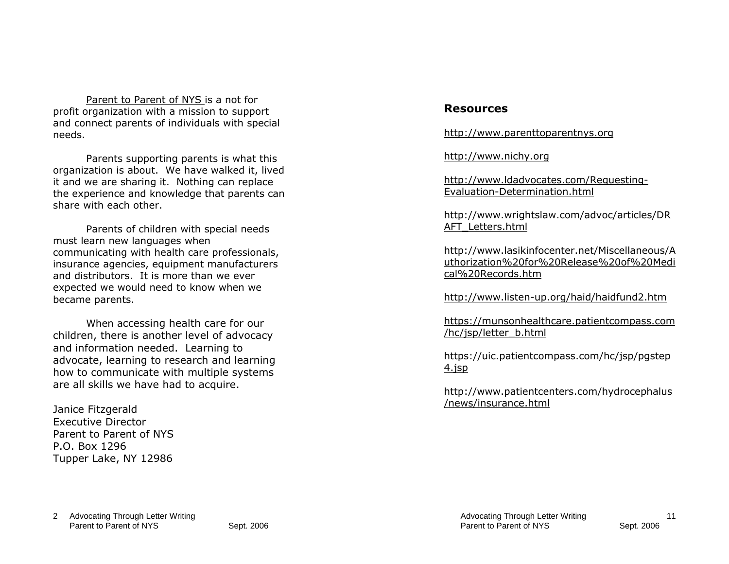Parent to Parent of NYS is a not for profit organization with a mission to support and connect parents of individuals with special needs.

Parents supporting parents is what this organization is about. We have walked it, lived it and we are sharing it. Nothing can replace the experience and knowledge that parents can share with each other.

Parents of children with special needs must learn new languages when communicating with health care professionals, insurance agencies, equipment manufacturers and distributors. It is more than we ever expected we would need to know when we became parents.

When accessing health care for our children, there is another level of advocacy and information needed. Learning to advocate, learning to research and learning how to communicate with multiple systems are all skills we have had to acquire.

Janice Fitzgerald  
Executive Director  
Parent to Parent of NYS  
P.O. Box 1296  
Tupper Lake, NY 12986

## Resources

http://www.parenttoparentnys.org

http://www.nichy.org

http://www.ldadvocates.com/Requesting-Evaluation-Determination.html

http://www.wrightslaw.com/advoc/articles/DRAFT_Letters.html

http://www.lasikinfocenter.net/Miscellaneous/Authorization%20for%20Release%20of%20Medical%20Records.htm

http://www.listen-up.org/haid/haidfund2.htm

https://munsonhealthcare.patientcompass.com/hc/jsp/letter_b.html

https://uic.patientcompass.com/hc/jsp/pgstep4.jsp

http://www.patientcenters.com/hydrocephalus/news/insurance.html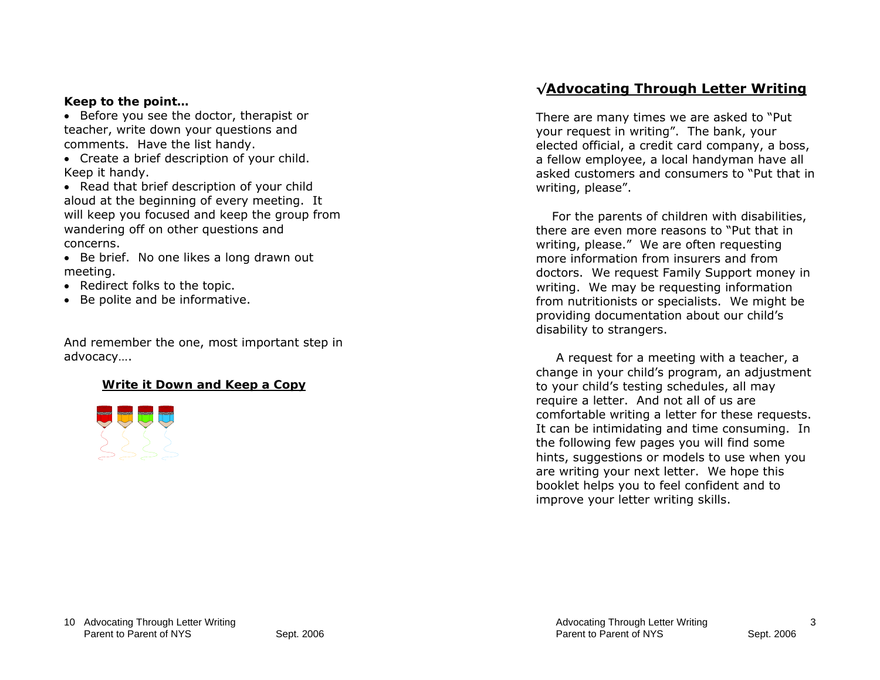**Keep to the point…**

- Before you see the doctor, therapist or teacher, write down your questions and comments. Have the list handy.
- Create a brief description of your child. Keep it handy.
- Read that brief description of your child aloud at the beginning of every meeting. It will keep you focused and keep the group from wandering off on other questions and concerns.
- Be brief. No one likes a long drawn out meeting.
- Redirect folks to the topic.
- Be polite and be informative.

And remember the one, most important step in advocacy….

**Write it Down and Keep a Copy**

## √Advocating Through Letter Writing

There are many times we are asked to "Put your request in writing". The bank, your elected official, a credit card company, a boss, a fellow employee, a local handyman have all asked customers and consumers to "Put that in writing, please".

For the parents of children with disabilities, there are even more reasons to "Put that in writing, please." We are often requesting more information from insurers and from doctors. We request Family Support money in writing. We may be requesting information from nutritionists or specialists. We might be providing documentation about our child's disability to strangers.

A request for a meeting with a teacher, a change in your child's program, an adjustment to your child's testing schedules, all may require a letter. And not all of us are comfortable writing a letter for these requests. It can be intimidating and time consuming. In the following few pages you will find some hints, suggestions or models to use when you are writing your next letter. We hope this booklet helps you to feel confident and to improve your letter writing skills.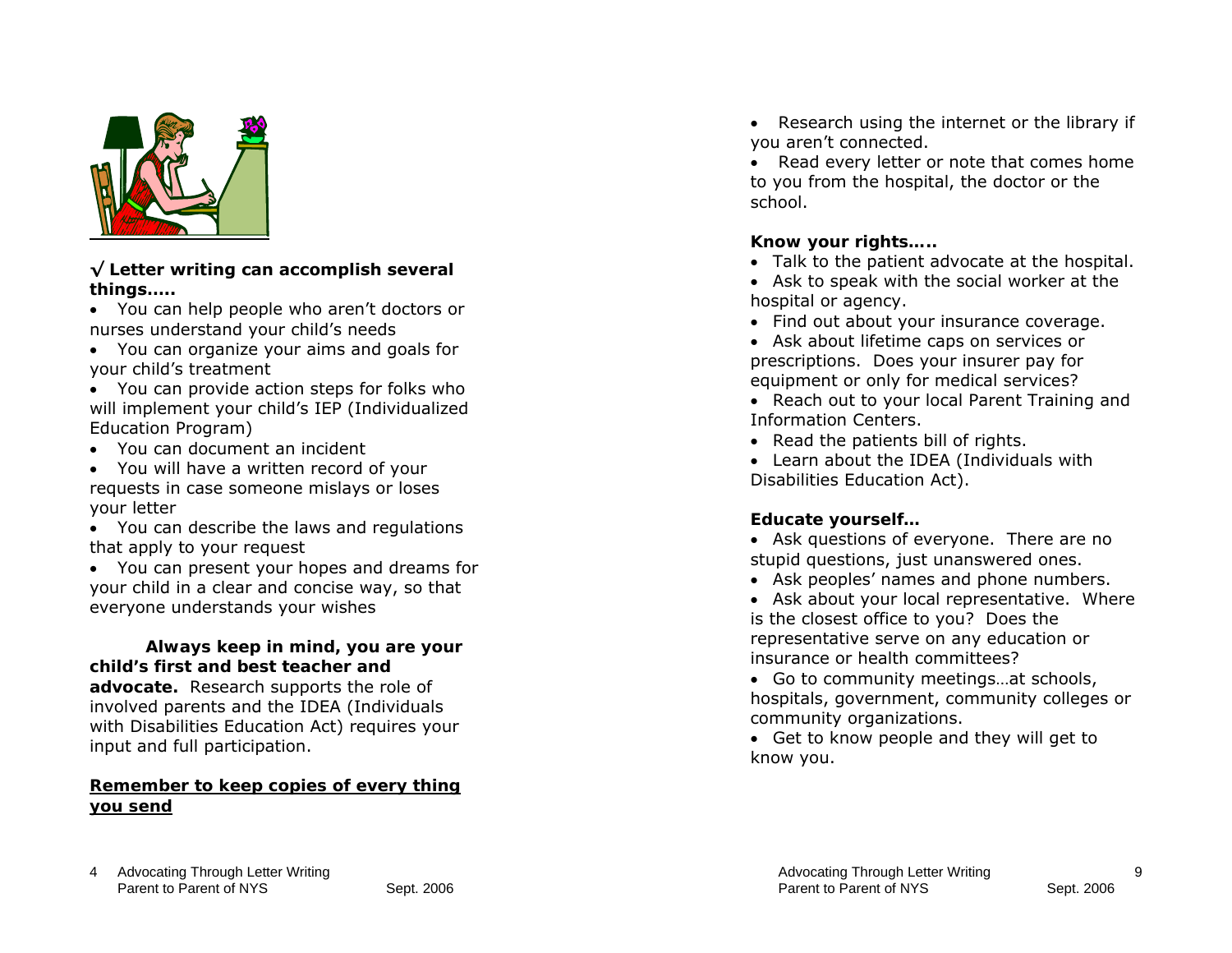**√ Letter writing can accomplish several things…..**

- You can help people who aren't doctors or nurses understand your child's needs
- You can organize your aims and goals for your child's treatment
- You can provide action steps for folks who will implement your child's IEP (Individualized Education Program)
- You can document an incident
- You will have a written record of your requests in case someone mislays or loses your letter
- You can describe the laws and regulations that apply to your request
- You can present your hopes and dreams for your child in a clear and concise way, so that everyone understands your wishes

**Always keep in mind, you are your child's first and best teacher and advocate.** Research supports the role of involved parents and the IDEA (Individuals with Disabilities Education Act) requires your input and full participation.

**<u>Remember to keep copies of every thing you send</u>**

- Research using the internet or the library if you aren't connected.
- Read every letter or note that comes home to you from the hospital, the doctor or the school.

**Know your rights…..**

- Talk to the patient advocate at the hospital.
- Ask to speak with the social worker at the hospital or agency.
- Find out about your insurance coverage.
- Ask about lifetime caps on services or prescriptions. Does your insurer pay for equipment or only for medical services?
- Reach out to your local Parent Training and Information Centers.
- Read the patients bill of rights.
- Learn about the IDEA (Individuals with Disabilities Education Act).

**Educate yourself…**

- Ask questions of everyone. There are no stupid questions, just unanswered ones.
- Ask peoples' names and phone numbers.
- Ask about your local representative. Where is the closest office to you? Does the representative serve on any education or insurance or health committees?
- Go to community meetings…at schools, hospitals, government, community colleges or community organizations.
- Get to know people and they will get to know you.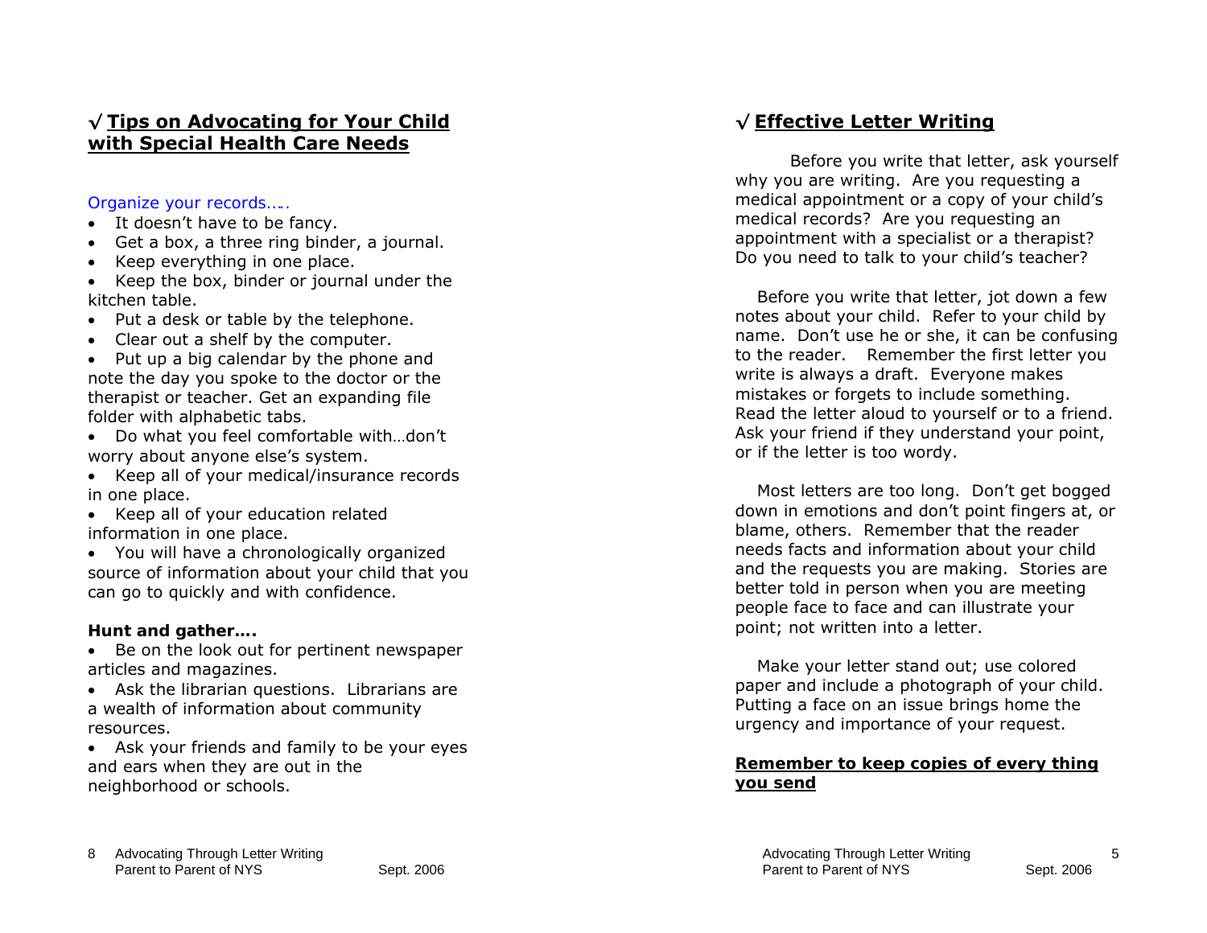## √ Tips on Advocating for Your Child with Special Health Care Needs

Organize your records…..

- It doesn't have to be fancy.
- Get a box, a three ring binder, a journal.
- Keep everything in one place.
- Keep the box, binder or journal under the kitchen table.
- Put a desk or table by the telephone.
- Clear out a shelf by the computer.
- Put up a big calendar by the phone and note the day you spoke to the doctor or the therapist or teacher. Get an expanding file folder with alphabetic tabs.
- Do what you feel comfortable with…don't worry about anyone else's system.
- Keep all of your medical/insurance records in one place.
- Keep all of your education related information in one place.
- You will have a chronologically organized source of information about your child that you can go to quickly and with confidence.

**Hunt and gather….**

- Be on the look out for pertinent newspaper articles and magazines.
- Ask the librarian questions. Librarians are a wealth of information about community resources.
- Ask your friends and family to be your eyes and ears when they are out in the neighborhood or schools.

## √ Effective Letter Writing

Before you write that letter, ask yourself why you are writing. Are you requesting a medical appointment or a copy of your child's medical records? Are you requesting an appointment with a specialist or a therapist? Do you need to talk to your child's teacher?

Before you write that letter, jot down a few notes about your child. Refer to your child by name. Don't use he or she, it can be confusing to the reader. Remember the first letter you write is always a draft. Everyone makes mistakes or forgets to include something. Read the letter aloud to yourself or to a friend. Ask your friend if they understand your point, or if the letter is too wordy.

Most letters are too long. Don't get bogged down in emotions and don't point fingers at, or blame, others. Remember that the reader needs facts and information about your child and the requests you are making. Stories are better told in person when you are meeting people face to face and can illustrate your point; not written into a letter.

Make your letter stand out; use colored paper and include a photograph of your child. Putting a face on an issue brings home the urgency and importance of your request.

**Remember to keep copies of every thing you send**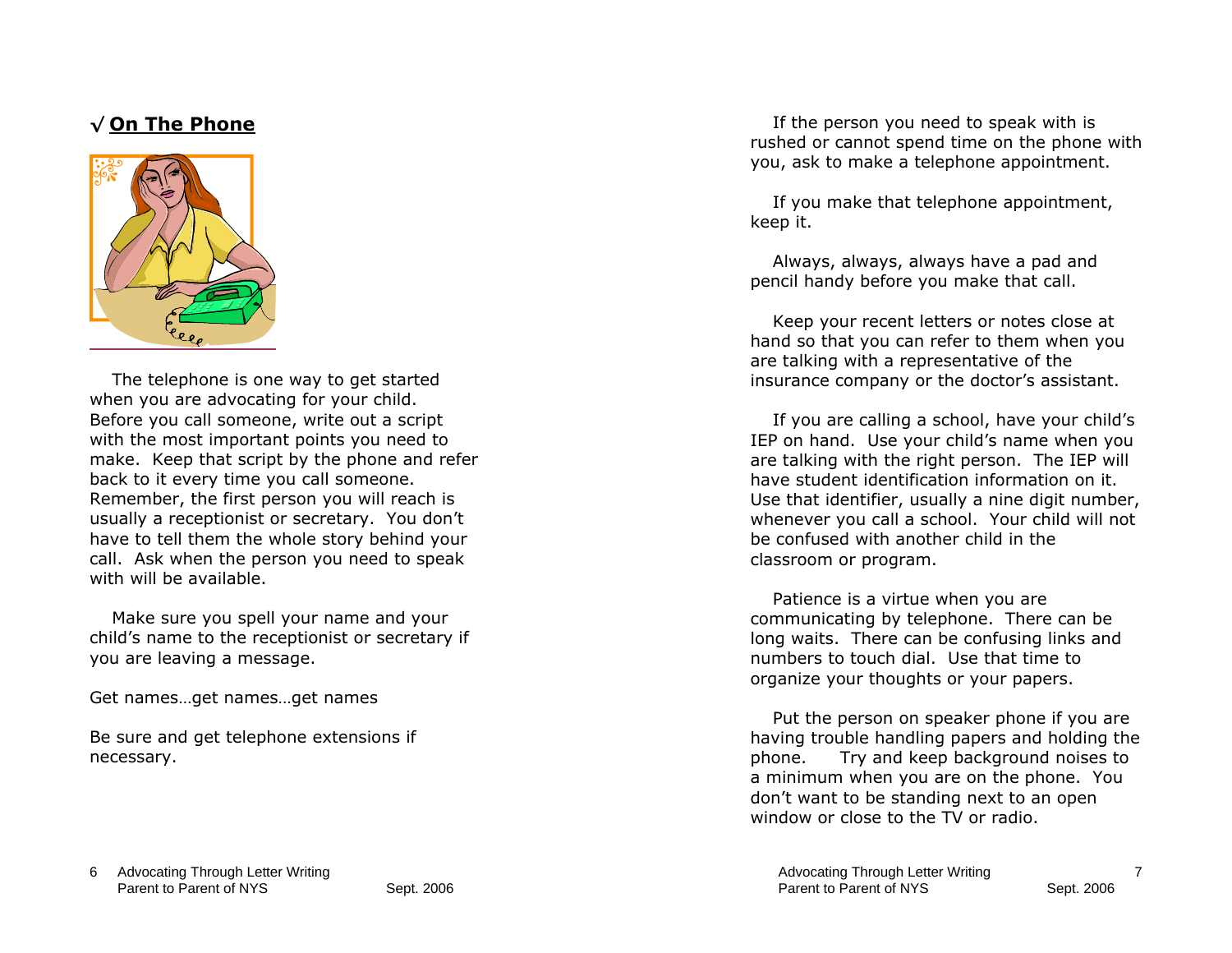## √ On The Phone

The telephone is one way to get started when you are advocating for your child. Before you call someone, write out a script with the most important points you need to make. Keep that script by the phone and refer back to it every time you call someone. Remember, the first person you will reach is usually a receptionist or secretary. You don't have to tell them the whole story behind your call. Ask when the person you need to speak with will be available.

Make sure you spell your name and your child's name to the receptionist or secretary if you are leaving a message.

Get names…get names…get names

Be sure and get telephone extensions if necessary.

If the person you need to speak with is rushed or cannot spend time on the phone with you, ask to make a telephone appointment.

If you make that telephone appointment, keep it.

Always, always, always have a pad and pencil handy before you make that call.

Keep your recent letters or notes close at hand so that you can refer to them when you are talking with a representative of the insurance company or the doctor's assistant.

If you are calling a school, have your child's IEP on hand. Use your child's name when you are talking with the right person. The IEP will have student identification information on it. Use that identifier, usually a nine digit number, whenever you call a school. Your child will not be confused with another child in the classroom or program.

Patience is a virtue when you are communicating by telephone. There can be long waits. There can be confusing links and numbers to touch dial. Use that time to organize your thoughts or your papers.

Put the person on speaker phone if you are having trouble handling papers and holding the phone. Try and keep background noises to a minimum when you are on the phone. You don't want to be standing next to an open window or close to the TV or radio.